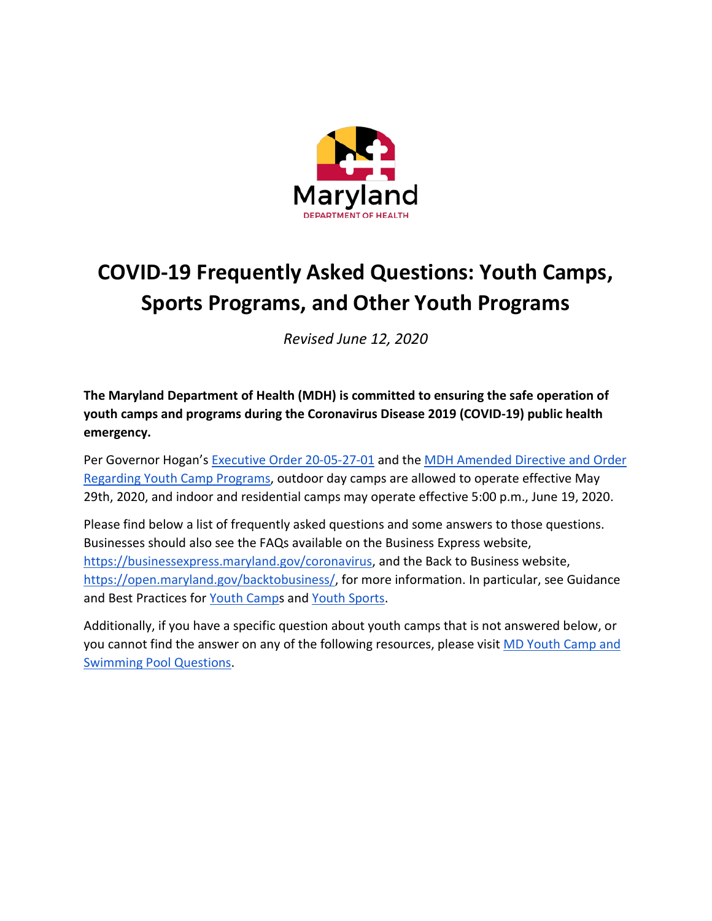Maryland
DEPARTMENT OF HEALTH

# COVID-19 Frequently Asked Questions: Youth Camps, Sports Programs, and Other Youth Programs

*Revised June 12, 2020*

**The Maryland Department of Health (MDH) is committed to ensuring the safe operation of youth camps and programs during the Coronavirus Disease 2019 (COVID-19) public health emergency.**

Per Governor Hogan's Executive Order 20-05-27-01 and the MDH Amended Directive and Order Regarding Youth Camp Programs, outdoor day camps are allowed to operate effective May 29th, 2020, and indoor and residential camps may operate effective 5:00 p.m., June 19, 2020.

Please find below a list of frequently asked questions and some answers to those questions. Businesses should also see the FAQs available on the Business Express website, https://businessexpress.maryland.gov/coronavirus, and the Back to Business website, https://open.maryland.gov/backtobusiness/, for more information. In particular, see Guidance and Best Practices for Youth Camps and Youth Sports.

Additionally, if you have a specific question about youth camps that is not answered below, or you cannot find the answer on any of the following resources, please visit MD Youth Camp and Swimming Pool Questions.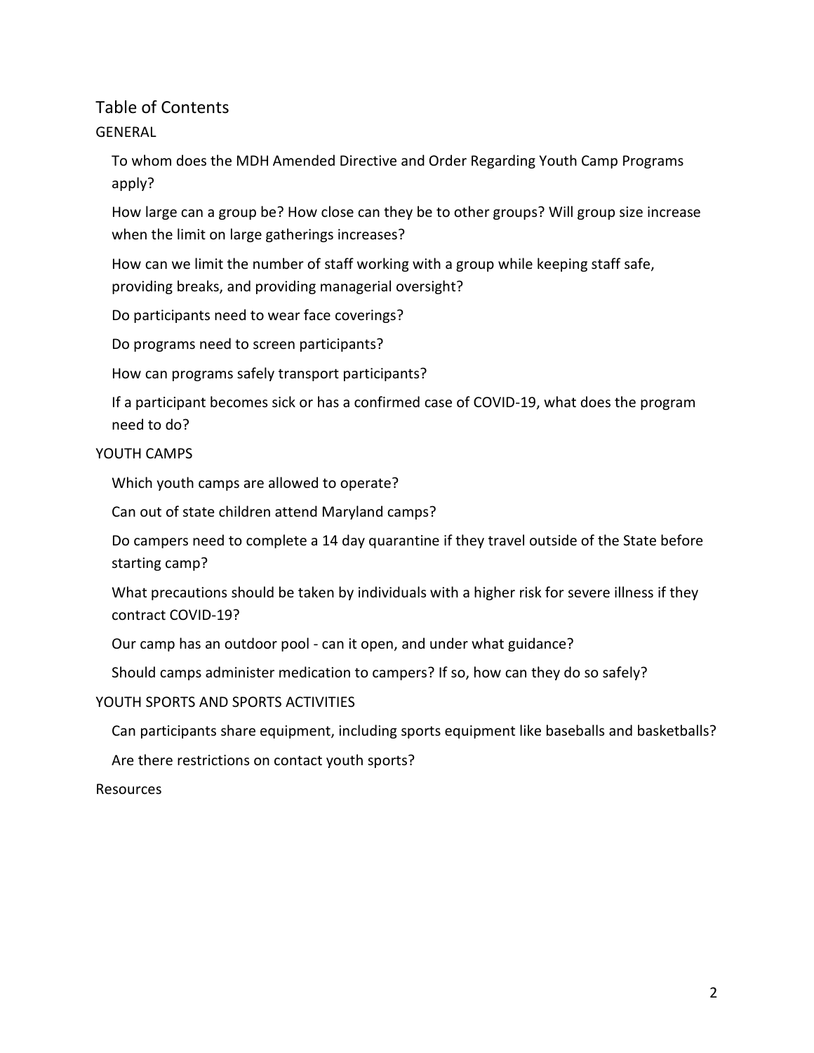# Table of Contents

GENERAL

- To whom does the MDH Amended Directive and Order Regarding Youth Camp Programs apply?
- How large can a group be? How close can they be to other groups? Will group size increase when the limit on large gatherings increases?
- How can we limit the number of staff working with a group while keeping staff safe, providing breaks, and providing managerial oversight?
- Do participants need to wear face coverings?
- Do programs need to screen participants?
- How can programs safely transport participants?
- If a participant becomes sick or has a confirmed case of COVID-19, what does the program need to do?

YOUTH CAMPS

- Which youth camps are allowed to operate?
- Can out of state children attend Maryland camps?
- Do campers need to complete a 14 day quarantine if they travel outside of the State before starting camp?
- What precautions should be taken by individuals with a higher risk for severe illness if they contract COVID-19?
- Our camp has an outdoor pool - can it open, and under what guidance?
- Should camps administer medication to campers? If so, how can they do so safely?

YOUTH SPORTS AND SPORTS ACTIVITIES

- Can participants share equipment, including sports equipment like baseballs and basketballs?
- Are there restrictions on contact youth sports?

Resources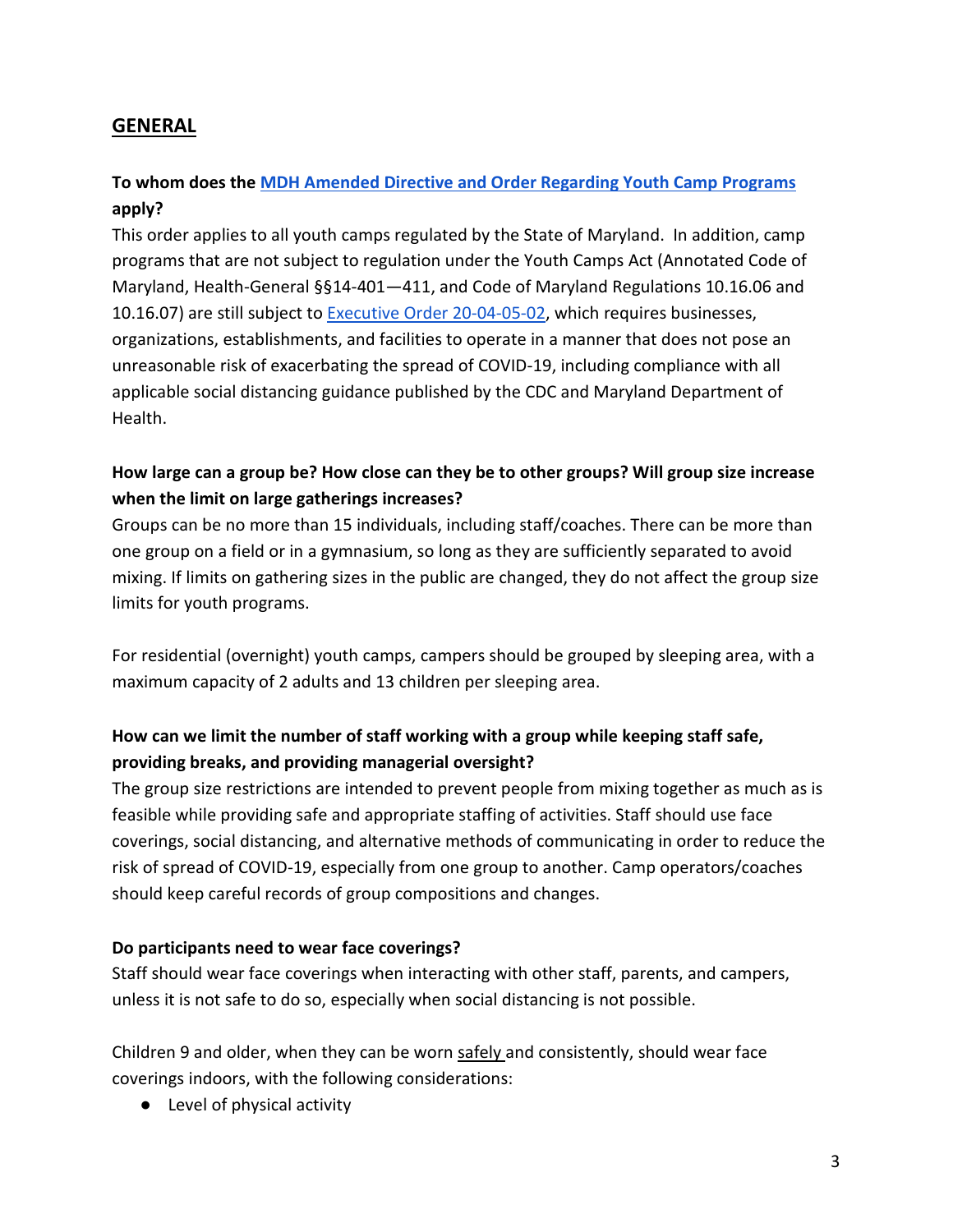## GENERAL

**To whom does the [MDH Amended Directive and Order Regarding Youth Camp Programs](#) apply?**

This order applies to all youth camps regulated by the State of Maryland. In addition, camp programs that are not subject to regulation under the Youth Camps Act (Annotated Code of Maryland, Health-General §§14-401—411, and Code of Maryland Regulations 10.16.06 and 10.16.07) are still subject to [Executive Order 20-04-05-02](#), which requires businesses, organizations, establishments, and facilities to operate in a manner that does not pose an unreasonable risk of exacerbating the spread of COVID-19, including compliance with all applicable social distancing guidance published by the CDC and Maryland Department of Health.

**How large can a group be? How close can they be to other groups? Will group size increase when the limit on large gatherings increases?**

Groups can be no more than 15 individuals, including staff/coaches. There can be more than one group on a field or in a gymnasium, so long as they are sufficiently separated to avoid mixing. If limits on gathering sizes in the public are changed, they do not affect the group size limits for youth programs.

For residential (overnight) youth camps, campers should be grouped by sleeping area, with a maximum capacity of 2 adults and 13 children per sleeping area.

**How can we limit the number of staff working with a group while keeping staff safe, providing breaks, and providing managerial oversight?**

The group size restrictions are intended to prevent people from mixing together as much as is feasible while providing safe and appropriate staffing of activities. Staff should use face coverings, social distancing, and alternative methods of communicating in order to reduce the risk of spread of COVID-19, especially from one group to another. Camp operators/coaches should keep careful records of group compositions and changes.

**Do participants need to wear face coverings?**

Staff should wear face coverings when interacting with other staff, parents, and campers, unless it is not safe to do so, especially when social distancing is not possible.

Children 9 and older, when they can be worn safely and consistently, should wear face coverings indoors, with the following considerations:

- Level of physical activity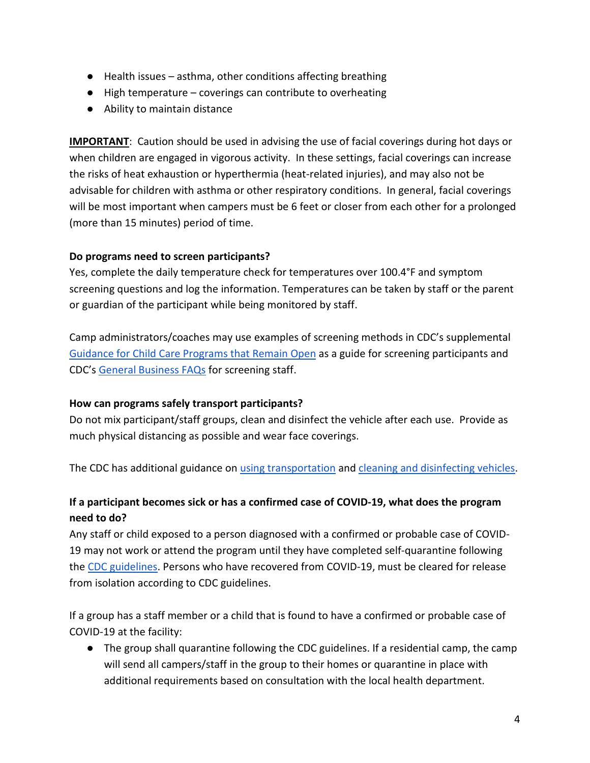- Health issues – asthma, other conditions affecting breathing
- High temperature – coverings can contribute to overheating
- Ability to maintain distance

**IMPORTANT**: Caution should be used in advising the use of facial coverings during hot days or when children are engaged in vigorous activity. In these settings, facial coverings can increase the risks of heat exhaustion or hyperthermia (heat-related injuries), and may also not be advisable for children with asthma or other respiratory conditions. In general, facial coverings will be most important when campers must be 6 feet or closer from each other for a prolonged (more than 15 minutes) period of time.

**Do programs need to screen participants?**

Yes, complete the daily temperature check for temperatures over 100.4°F and symptom screening questions and log the information. Temperatures can be taken by staff or the parent or guardian of the participant while being monitored by staff.

Camp administrators/coaches may use examples of screening methods in CDC's supplemental Guidance for Child Care Programs that Remain Open as a guide for screening participants and CDC's General Business FAQs for screening staff.

**How can programs safely transport participants?**

Do not mix participant/staff groups, clean and disinfect the vehicle after each use. Provide as much physical distancing as possible and wear face coverings.

The CDC has additional guidance on using transportation and cleaning and disinfecting vehicles.

**If a participant becomes sick or has a confirmed case of COVID-19, what does the program need to do?**

Any staff or child exposed to a person diagnosed with a confirmed or probable case of COVID-19 may not work or attend the program until they have completed self-quarantine following the CDC guidelines. Persons who have recovered from COVID-19, must be cleared for release from isolation according to CDC guidelines.

If a group has a staff member or a child that is found to have a confirmed or probable case of COVID-19 at the facility:

- The group shall quarantine following the CDC guidelines. If a residential camp, the camp will send all campers/staff in the group to their homes or quarantine in place with additional requirements based on consultation with the local health department.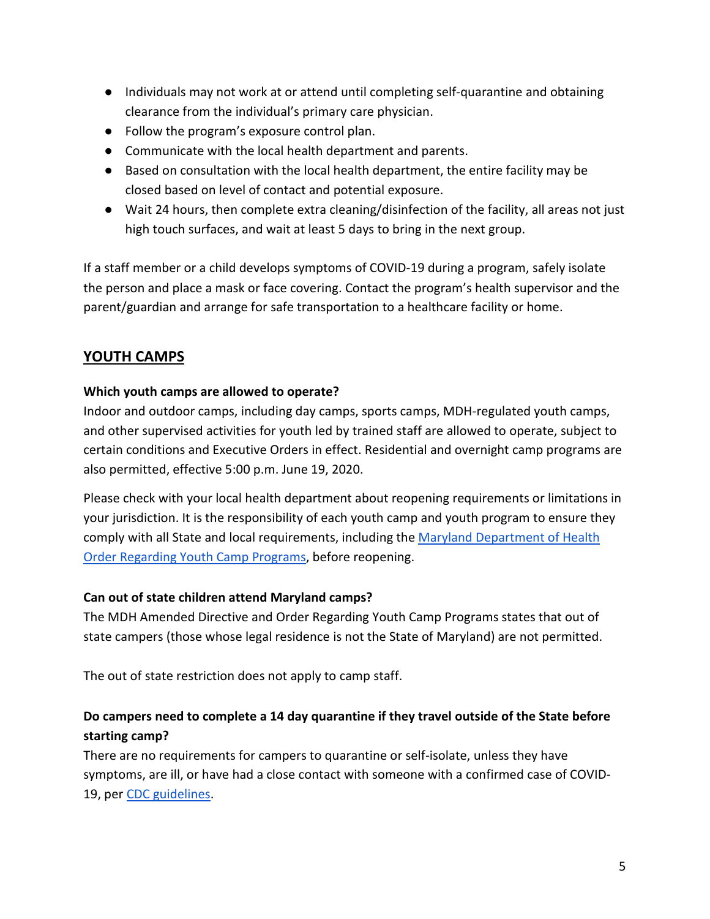- Individuals may not work at or attend until completing self-quarantine and obtaining clearance from the individual's primary care physician.
- Follow the program's exposure control plan.
- Communicate with the local health department and parents.
- Based on consultation with the local health department, the entire facility may be closed based on level of contact and potential exposure.
- Wait 24 hours, then complete extra cleaning/disinfection of the facility, all areas not just high touch surfaces, and wait at least 5 days to bring in the next group.

If a staff member or a child develops symptoms of COVID-19 during a program, safely isolate the person and place a mask or face covering. Contact the program's health supervisor and the parent/guardian and arrange for safe transportation to a healthcare facility or home.

## YOUTH CAMPS

**Which youth camps are allowed to operate?**

Indoor and outdoor camps, including day camps, sports camps, MDH-regulated youth camps, and other supervised activities for youth led by trained staff are allowed to operate, subject to certain conditions and Executive Orders in effect. Residential and overnight camp programs are also permitted, effective 5:00 p.m. June 19, 2020.

Please check with your local health department about reopening requirements or limitations in your jurisdiction. It is the responsibility of each youth camp and youth program to ensure they comply with all State and local requirements, including the Maryland Department of Health Order Regarding Youth Camp Programs, before reopening.

**Can out of state children attend Maryland camps?**

The MDH Amended Directive and Order Regarding Youth Camp Programs states that out of state campers (those whose legal residence is not the State of Maryland) are not permitted.

The out of state restriction does not apply to camp staff.

**Do campers need to complete a 14 day quarantine if they travel outside of the State before starting camp?**

There are no requirements for campers to quarantine or self-isolate, unless they have symptoms, are ill, or have had a close contact with someone with a confirmed case of COVID-19, per CDC guidelines.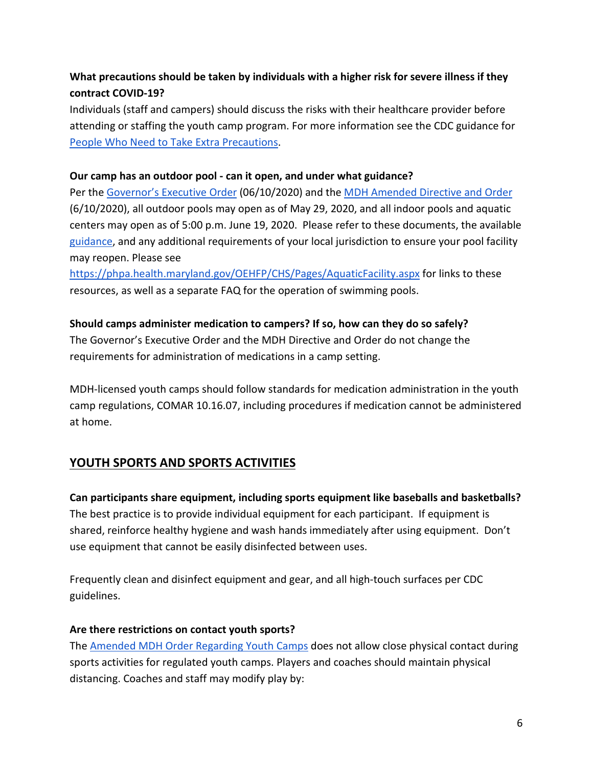**What precautions should be taken by individuals with a higher risk for severe illness if they contract COVID-19?**

Individuals (staff and campers) should discuss the risks with their healthcare provider before attending or staffing the youth camp program. For more information see the CDC guidance for [People Who Need to Take Extra Precautions](People Who Need to Take Extra Precautions).

**Our camp has an outdoor pool - can it open, and under what guidance?**

Per the [Governor's Executive Order](Governor's Executive Order) (06/10/2020) and the [MDH Amended Directive and Order](MDH Amended Directive and Order) (6/10/2020), all outdoor pools may open as of May 29, 2020, and all indoor pools and aquatic centers may open as of 5:00 p.m. June 19, 2020. Please refer to these documents, the available [guidance](guidance), and any additional requirements of your local jurisdiction to ensure your pool facility may reopen. Please see https://phpa.health.maryland.gov/OEHFP/CHS/Pages/AquaticFacility.aspx for links to these resources, as well as a separate FAQ for the operation of swimming pools.

**Should camps administer medication to campers? If so, how can they do so safely?**

The Governor's Executive Order and the MDH Directive and Order do not change the requirements for administration of medications in a camp setting.

MDH-licensed youth camps should follow standards for medication administration in the youth camp regulations, COMAR 10.16.07, including procedures if medication cannot be administered at home.

## YOUTH SPORTS AND SPORTS ACTIVITIES

**Can participants share equipment, including sports equipment like baseballs and basketballs?**

The best practice is to provide individual equipment for each participant. If equipment is shared, reinforce healthy hygiene and wash hands immediately after using equipment. Don't use equipment that cannot be easily disinfected between uses.

Frequently clean and disinfect equipment and gear, and all high-touch surfaces per CDC guidelines.

**Are there restrictions on contact youth sports?**

The [Amended MDH Order Regarding Youth Camps](Amended MDH Order Regarding Youth Camps) does not allow close physical contact during sports activities for regulated youth camps. Players and coaches should maintain physical distancing. Coaches and staff may modify play by: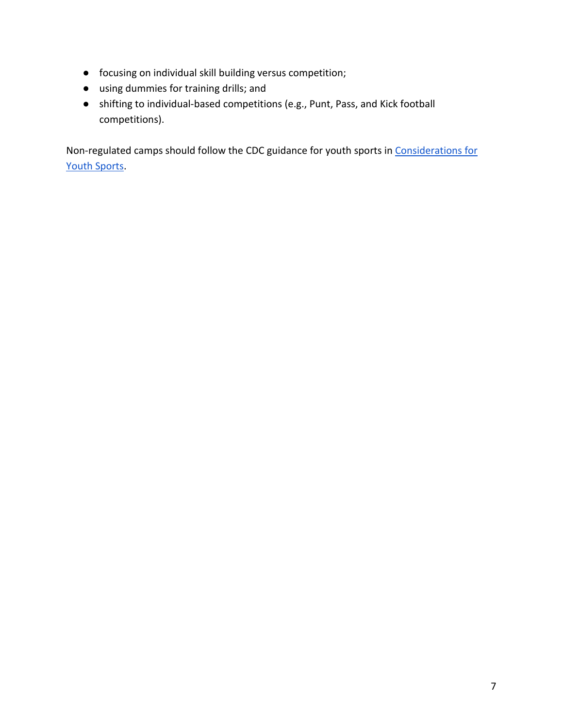- focusing on individual skill building versus competition;
- using dummies for training drills; and
- shifting to individual-based competitions (e.g., Punt, Pass, and Kick football competitions).

Non-regulated camps should follow the CDC guidance for youth sports in [Considerations for Youth Sports](#).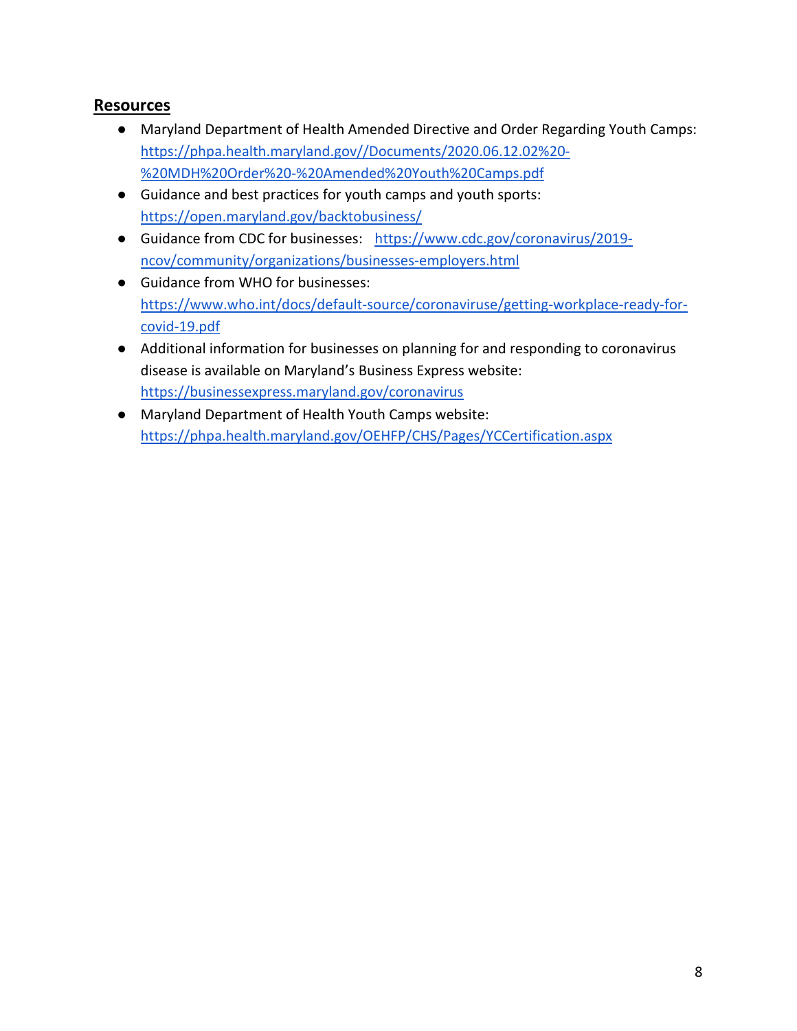## Resources

- Maryland Department of Health Amended Directive and Order Regarding Youth Camps: https://phpa.health.maryland.gov//Documents/2020.06.12.02%20-%20MDH%20Order%20-%20Amended%20Youth%20Camps.pdf
- Guidance and best practices for youth camps and youth sports: https://open.maryland.gov/backtobusiness/
- Guidance from CDC for businesses: https://www.cdc.gov/coronavirus/2019-ncov/community/organizations/businesses-employers.html
- Guidance from WHO for businesses: https://www.who.int/docs/default-source/coronaviruse/getting-workplace-ready-for-covid-19.pdf
- Additional information for businesses on planning for and responding to coronavirus disease is available on Maryland's Business Express website: https://businessexpress.maryland.gov/coronavirus
- Maryland Department of Health Youth Camps website: https://phpa.health.maryland.gov/OEHFP/CHS/Pages/YCCertification.aspx